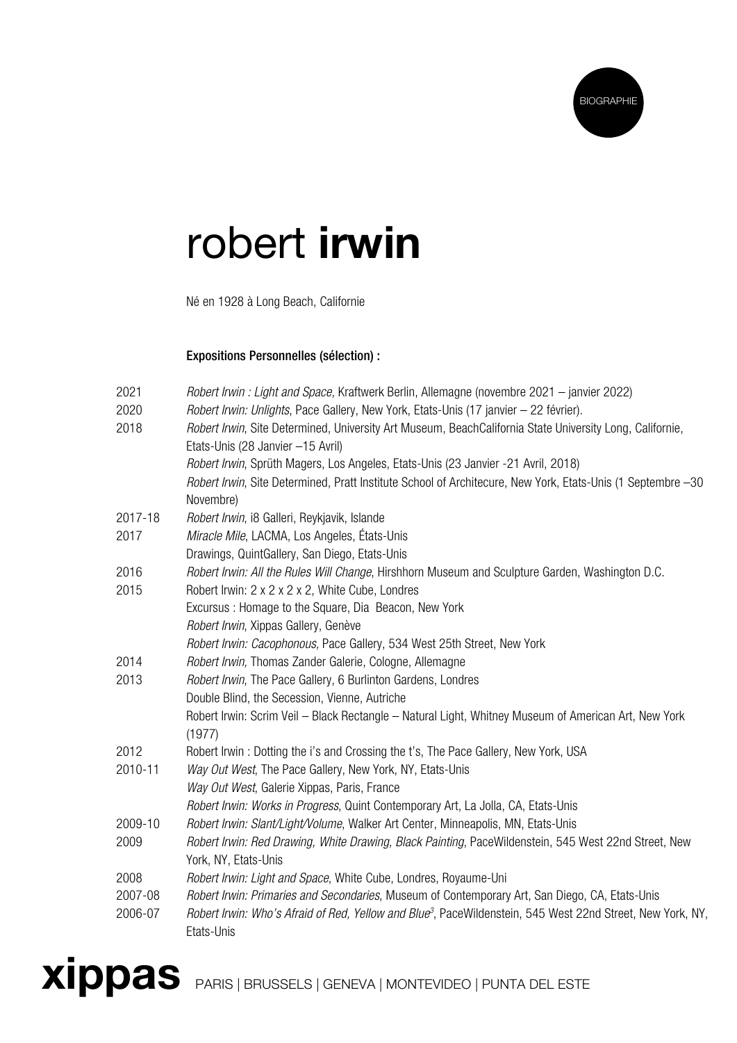BIOGRAPHIE

# robert **irwin**

Né en 1928 à Long Beach, Californie

**Expositions Personnelles (sélection) :**

| | |
|---|---|
| 2021 | *Robert Irwin : Light and Space,* Kraftwerk Berlin, Allemagne (novembre 2021 – janvier 2022) |
| 2020 | *Robert Irwin: Unlights*, Pace Gallery, New York, Etats-Unis (17 janvier – 22 février). |
| 2018 | *Robert Irwin*, Site Determined, University Art Museum, BeachCalifornia State University Long, Californie, Etats-Unis (28 Janvier –15 Avril) |
| | *Robert Irwin*, Sprüth Magers, Los Angeles, Etats-Unis (23 Janvier -21 Avril, 2018) |
| | *Robert Irwin*, Site Determined, Pratt Institute School of Architecure, New York, Etats-Unis (1 Septembre –30 Novembre) |
| 2017-18 | *Robert Irwin*, i8 Galleri, Reykjavik, Islande |
| 2017 | *Miracle Mile*, LACMA, Los Angeles, États-Unis |
| | Drawings, QuintGallery, San Diego, Etats-Unis |
| 2016 | *Robert Irwin: All the Rules Will Change*, Hirshhorn Museum and Sculpture Garden, Washington D.C. |
| 2015 | Robert Irwin: 2 x 2 x 2 x 2, White Cube, Londres |
| | Excursus : Homage to the Square, Dia Beacon, New York |
| | *Robert Irwin*, Xippas Gallery, Genève |
| | *Robert Irwin: Cacophonous,* Pace Gallery, 534 West 25th Street, New York |
| 2014 | *Robert Irwin,* Thomas Zander Galerie, Cologne, Allemagne |
| 2013 | *Robert Irwin*, The Pace Gallery, 6 Burlinton Gardens, Londres |
| | Double Blind, the Secession, Vienne, Autriche |
| | Robert Irwin: Scrim Veil – Black Rectangle – Natural Light, Whitney Museum of American Art, New York (1977) |
| 2012 | Robert Irwin : Dotting the i's and Crossing the t's, The Pace Gallery, New York, USA |
| 2010-11 | *Way Out West*, The Pace Gallery, New York, NY, Etats-Unis |
| | *Way Out West*, Galerie Xippas, Paris, France |
| | *Robert Irwin: Works in Progress*, Quint Contemporary Art, La Jolla, CA, Etats-Unis |
| 2009-10 | *Robert Irwin: Slant/Light/Volume*, Walker Art Center, Minneapolis, MN, Etats-Unis |
| 2009 | *Robert Irwin: Red Drawing, White Drawing, Black Painting*, PaceWildenstein, 545 West 22nd Street, New York, NY, Etats-Unis |
| 2008 | *Robert Irwin: Light and Space*, White Cube, Londres, Royaume-Uni |
| 2007-08 | *Robert Irwin: Primaries and Secondaries*, Museum of Contemporary Art, San Diego, CA, Etats-Unis |
| 2006-07 | *Robert Irwin: Who's Afraid of Red, Yellow and Blue$^3$*, PaceWildenstein, 545 West 22nd Street, New York, NY, Etats-Unis |

**xippas** PARIS | BRUSSELS | GENEVA | MONTEVIDEO | PUNTA DEL ESTE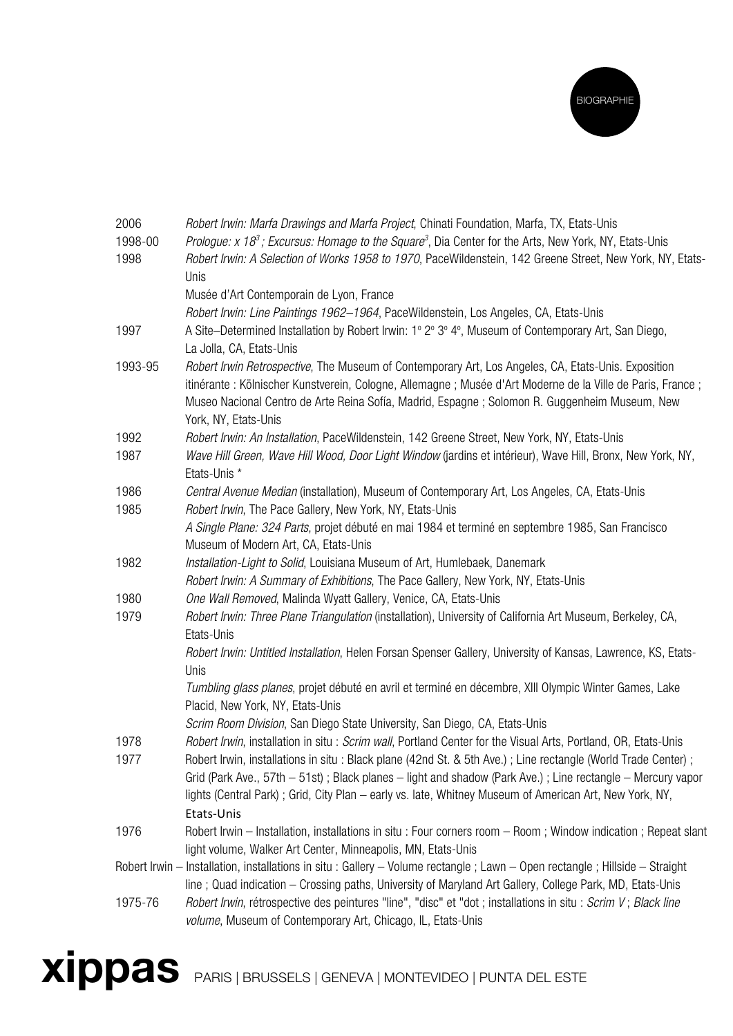| | |
|---|---|
| 2006 | *Robert Irwin: Marfa Drawings and Marfa Project*, Chinati Foundation, Marfa, TX, Etats-Unis |
| 1998-00 | *Prologue: x $18^3$ ; Excursus: Homage to the Square$^3$*, Dia Center for the Arts, New York, NY, Etats-Unis |
| 1998 | *Robert Irwin: A Selection of Works 1958 to 1970*, PaceWildenstein, 142 Greene Street, New York, NY, Etats-Unis |
| | Musée d'Art Contemporain de Lyon, France |
| | *Robert Irwin: Line Paintings 1962–1964*, PaceWildenstein, Los Angeles, CA, Etats-Unis |
| 1997 | A Site–Determined Installation by Robert Irwin: 1º 2º 3º 4º, Museum of Contemporary Art, San Diego, La Jolla, CA, Etats-Unis |
| 1993-95 | *Robert Irwin Retrospective*, The Museum of Contemporary Art, Los Angeles, CA, Etats-Unis. Exposition itinérante : Kölnischer Kunstverein, Cologne, Allemagne ; Musée d'Art Moderne de la Ville de Paris, France ; Museo Nacional Centro de Arte Reina Sofía, Madrid, Espagne ; Solomon R. Guggenheim Museum, New York, NY, Etats-Unis |
| 1992 | *Robert Irwin: An Installation*, PaceWildenstein, 142 Greene Street, New York, NY, Etats-Unis |
| 1987 | *Wave Hill Green, Wave Hill Wood, Door Light Window* (jardins et intérieur), Wave Hill, Bronx, New York, NY, Etats-Unis * |
| 1986 | *Central Avenue Median* (installation), Museum of Contemporary Art, Los Angeles, CA, Etats-Unis |
| 1985 | *Robert Irwin*, The Pace Gallery, New York, NY, Etats-Unis |
| | *A Single Plane: 324 Parts*, projet débuté en mai 1984 et terminé en septembre 1985, San Francisco Museum of Modern Art, CA, Etats-Unis |
| 1982 | *Installation-Light to Solid*, Louisiana Museum of Art, Humlebaek, Danemark |
| | *Robert Irwin: A Summary of Exhibitions*, The Pace Gallery, New York, NY, Etats-Unis |
| 1980 | *One Wall Removed*, Malinda Wyatt Gallery, Venice, CA, Etats-Unis |
| 1979 | *Robert Irwin: Three Plane Triangulation* (installation), University of California Art Museum, Berkeley, CA, Etats-Unis |
| | *Robert Irwin: Untitled Installation*, Helen Forsan Spenser Gallery, University of Kansas, Lawrence, KS, Etats-Unis |
| | *Tumbling glass planes*, projet débuté en avril et terminé en décembre, XIII Olympic Winter Games, Lake Placid, New York, NY, Etats-Unis |
| | *Scrim Room Division*, San Diego State University, San Diego, CA, Etats-Unis |
| 1978 | *Robert Irwin*, installation in situ : *Scrim wall*, Portland Center for the Visual Arts, Portland, OR, Etats-Unis |
| 1977 | Robert Irwin, installations in situ : Black plane (42nd St. & 5th Ave.) ; Line rectangle (World Trade Center) ; Grid (Park Ave., 57th – 51st) ; Black planes – light and shadow (Park Ave.) ; Line rectangle – Mercury vapor lights (Central Park) ; Grid, City Plan – early vs. late, Whitney Museum of American Art, New York, NY, Etats-Unis |
| 1976 | Robert Irwin – Installation, installations in situ : Four corners room – Room ; Window indication ; Repeat slant light volume, Walker Art Center, Minneapolis, MN, Etats-Unis |
| | Robert Irwin – Installation, installations in situ : Gallery – Volume rectangle ; Lawn – Open rectangle ; Hillside – Straight line ; Quad indication – Crossing paths, University of Maryland Art Gallery, College Park, MD, Etats-Unis |
| 1975-76 | *Robert Irwin*, rétrospective des peintures "line", "disc" et "dot ; installations in situ : *Scrim V* ; *Black line volume*, Museum of Contemporary Art, Chicago, IL, Etats-Unis |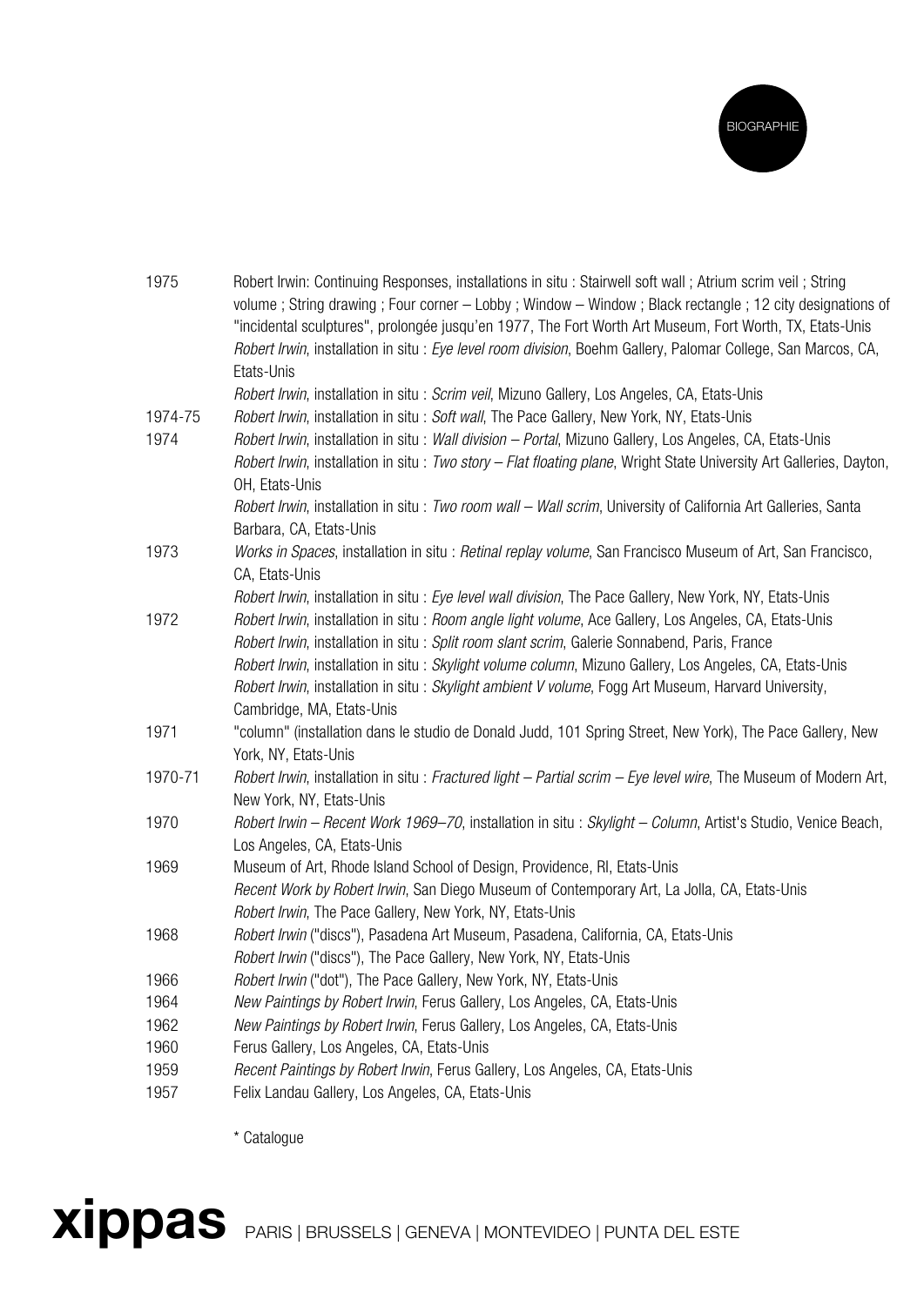| | |
|---|---|
| 1975 | Robert Irwin: Continuing Responses, installations in situ : Stairwell soft wall ; Atrium scrim veil ; String volume ; String drawing ; Four corner – Lobby ; Window – Window ; Black rectangle ; 12 city designations of "incidental sculptures", prolongée jusqu'en 1977, The Fort Worth Art Museum, Fort Worth, TX, Etats-Unis |
| | *Robert Irwin*, installation in situ : *Eye level room division*, Boehm Gallery, Palomar College, San Marcos, CA, Etats-Unis |
| | *Robert Irwin*, installation in situ : *Scrim veil*, Mizuno Gallery, Los Angeles, CA, Etats-Unis |
| 1974-75 | *Robert Irwin*, installation in situ : *Soft wall*, The Pace Gallery, New York, NY, Etats-Unis |
| 1974 | *Robert Irwin*, installation in situ : *Wall division – Portal*, Mizuno Gallery, Los Angeles, CA, Etats-Unis |
| | *Robert Irwin*, installation in situ : *Two story – Flat floating plane*, Wright State University Art Galleries, Dayton, OH, Etats-Unis |
| | *Robert Irwin*, installation in situ : *Two room wall – Wall scrim*, University of California Art Galleries, Santa Barbara, CA, Etats-Unis |
| 1973 | *Works in Spaces*, installation in situ : *Retinal replay volume*, San Francisco Museum of Art, San Francisco, CA, Etats-Unis |
| | *Robert Irwin*, installation in situ : *Eye level wall division*, The Pace Gallery, New York, NY, Etats-Unis |
| 1972 | *Robert Irwin*, installation in situ : *Room angle light volume*, Ace Gallery, Los Angeles, CA, Etats-Unis |
| | *Robert Irwin*, installation in situ : *Split room slant scrim*, Galerie Sonnabend, Paris, France |
| | *Robert Irwin*, installation in situ : *Skylight volume column*, Mizuno Gallery, Los Angeles, CA, Etats-Unis |
| | *Robert Irwin*, installation in situ : *Skylight ambient V volume*, Fogg Art Museum, Harvard University, Cambridge, MA, Etats-Unis |
| 1971 | "column" (installation dans le studio de Donald Judd, 101 Spring Street, New York), The Pace Gallery, New York, NY, Etats-Unis |
| 1970-71 | *Robert Irwin*, installation in situ : *Fractured light – Partial scrim – Eye level wire*, The Museum of Modern Art, New York, NY, Etats-Unis |
| 1970 | *Robert Irwin – Recent Work 1969–70*, installation in situ : *Skylight – Column*, Artist's Studio, Venice Beach, Los Angeles, CA, Etats-Unis |
| 1969 | Museum of Art, Rhode Island School of Design, Providence, RI, Etats-Unis |
| | *Recent Work by Robert Irwin*, San Diego Museum of Contemporary Art, La Jolla, CA, Etats-Unis |
| | *Robert Irwin*, The Pace Gallery, New York, NY, Etats-Unis |
| 1968 | *Robert Irwin* ("discs"), Pasadena Art Museum, Pasadena, California, CA, Etats-Unis |
| | *Robert Irwin* ("discs"), The Pace Gallery, New York, NY, Etats-Unis |
| 1966 | *Robert Irwin* ("dot"), The Pace Gallery, New York, NY, Etats-Unis |
| 1964 | *New Paintings by Robert Irwin*, Ferus Gallery, Los Angeles, CA, Etats-Unis |
| 1962 | *New Paintings by Robert Irwin*, Ferus Gallery, Los Angeles, CA, Etats-Unis |
| 1960 | Ferus Gallery, Los Angeles, CA, Etats-Unis |
| 1959 | *Recent Paintings by Robert Irwin*, Ferus Gallery, Los Angeles, CA, Etats-Unis |
| 1957 | Felix Landau Gallery, Los Angeles, CA, Etats-Unis |

\* Catalogue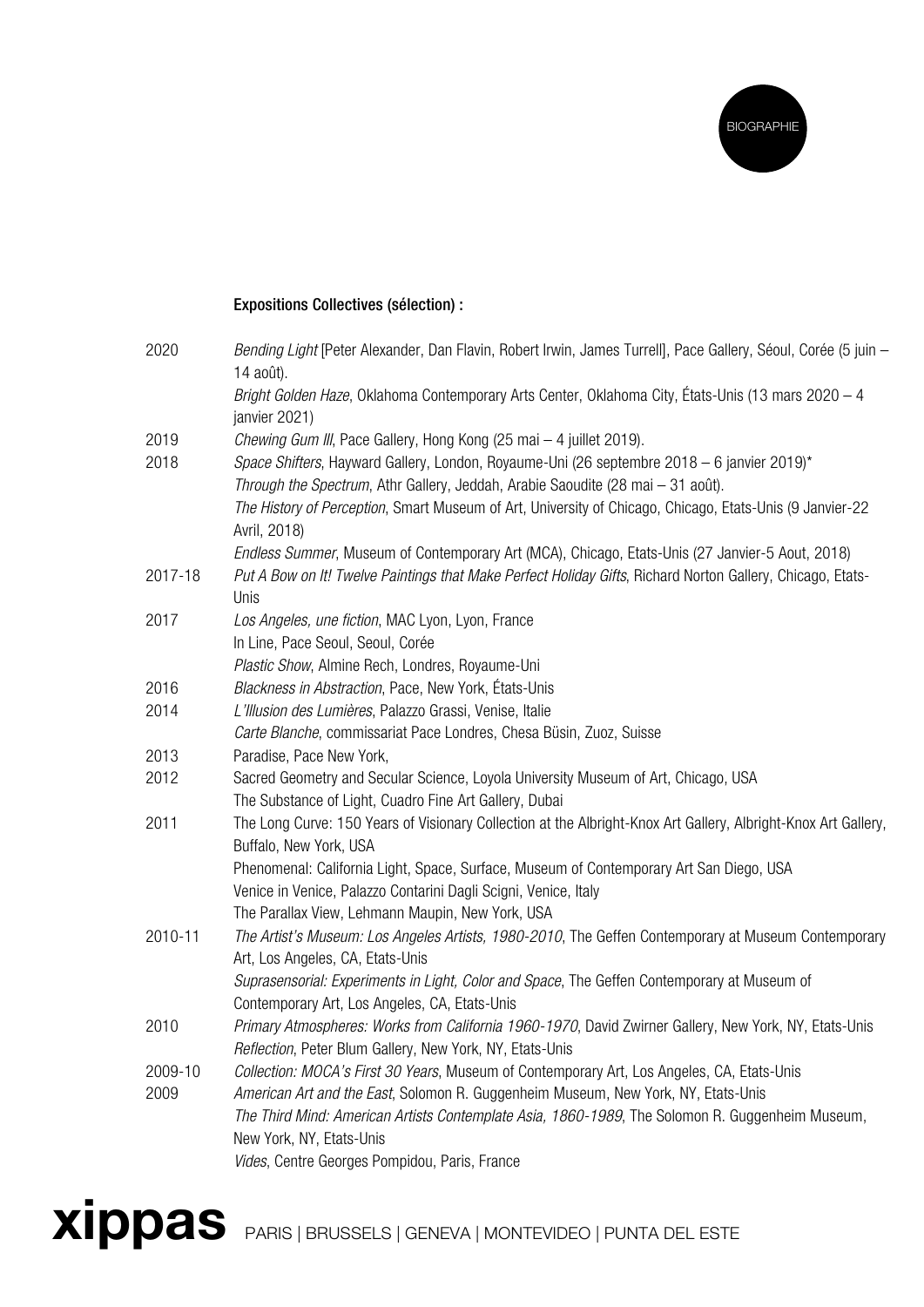### **Expositions Collectives (sélection) :**

| | |
|---|---|
| 2020 | *Bending Light* [Peter Alexander, Dan Flavin, Robert Irwin, James Turrell], Pace Gallery, Séoul, Corée (5 juin – 14 août). |
| | *Bright Golden Haze*, Oklahoma Contemporary Arts Center, Oklahoma City, États-Unis (13 mars 2020 – 4 janvier 2021) |
| 2019 | *Chewing Gum III*, Pace Gallery, Hong Kong (25 mai – 4 juillet 2019). |
| 2018 | *Space Shifters*, Hayward Gallery, London, Royaume-Uni (26 septembre 2018 – 6 janvier 2019)* |
| | *Through the Spectrum*, Athr Gallery, Jeddah, Arabie Saoudite (28 mai – 31 août). |
| | *The History of Perception*, Smart Museum of Art, University of Chicago, Chicago, Etats-Unis (9 Janvier-22 Avril, 2018) |
| | *Endless Summer*, Museum of Contemporary Art (MCA), Chicago, Etats-Unis (27 Janvier-5 Aout, 2018) |
| 2017-18 | *Put A Bow on It! Twelve Paintings that Make Perfect Holiday Gifts*, Richard Norton Gallery, Chicago, Etats-Unis |
| 2017 | *Los Angeles, une fiction*, MAC Lyon, Lyon, France |
| | In Line, Pace Seoul, Seoul, Corée |
| | *Plastic Show*, Almine Rech, Londres, Royaume-Uni |
| 2016 | *Blackness in Abstraction*, Pace, New York, États-Unis |
| 2014 | *L'Illusion des Lumières*, Palazzo Grassi, Venise, Italie |
| | *Carte Blanche*, commissariat Pace Londres, Chesa Büsin, Zuoz, Suisse |
| 2013 | Paradise, Pace New York, |
| 2012 | Sacred Geometry and Secular Science, Loyola University Museum of Art, Chicago, USA |
| | The Substance of Light, Cuadro Fine Art Gallery, Dubai |
| 2011 | The Long Curve: 150 Years of Visionary Collection at the Albright-Knox Art Gallery, Albright-Knox Art Gallery, Buffalo, New York, USA |
| | Phenomenal: California Light, Space, Surface, Museum of Contemporary Art San Diego, USA |
| | Venice in Venice, Palazzo Contarini Dagli Scigni, Venice, Italy |
| | The Parallax View, Lehmann Maupin, New York, USA |
| 2010-11 | *The Artist's Museum: Los Angeles Artists, 1980-2010*, The Geffen Contemporary at Museum Contemporary Art, Los Angeles, CA, Etats-Unis |
| | *Suprasensorial: Experiments in Light, Color and Space*, The Geffen Contemporary at Museum of Contemporary Art, Los Angeles, CA, Etats-Unis |
| 2010 | *Primary Atmospheres: Works from California 1960-1970*, David Zwirner Gallery, New York, NY, Etats-Unis |
| | *Reflection*, Peter Blum Gallery, New York, NY, Etats-Unis |
| 2009-10 | *Collection: MOCA's First 30 Years*, Museum of Contemporary Art, Los Angeles, CA, Etats-Unis |
| 2009 | *American Art and the East*, Solomon R. Guggenheim Museum, New York, NY, Etats-Unis |
| | *The Third Mind: American Artists Contemplate Asia, 1860-1989*, The Solomon R. Guggenheim Museum, New York, NY, Etats-Unis |
| | *Vides*, Centre Georges Pompidou, Paris, France |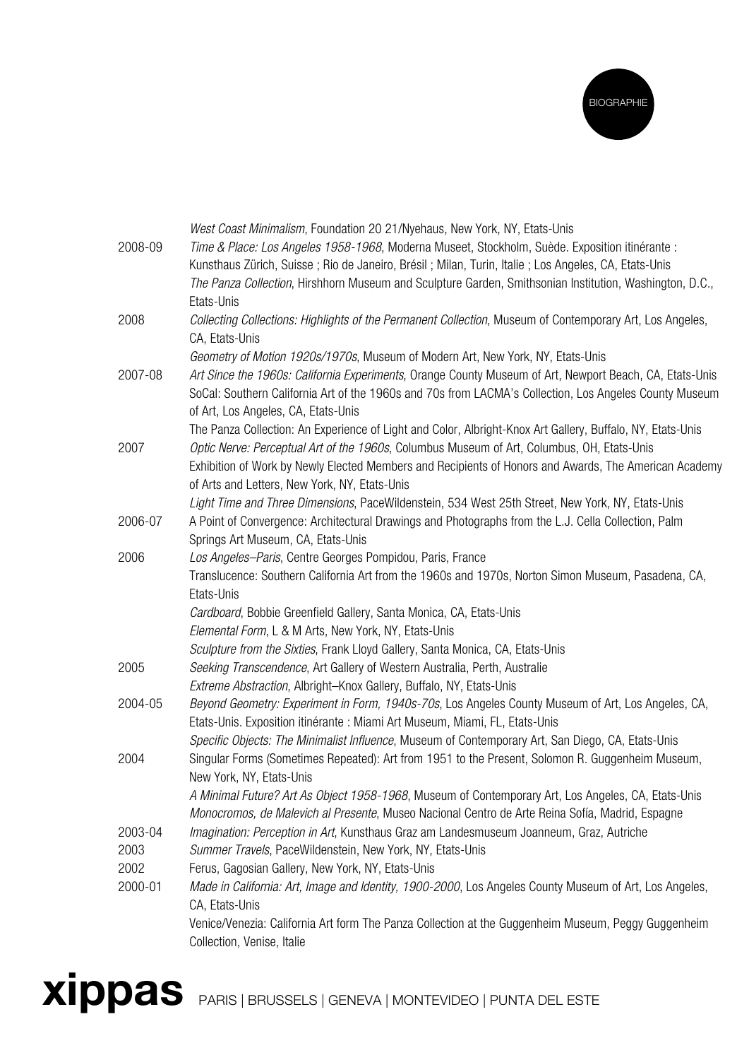| | |
|---|---|
| | *West Coast Minimalism*, Foundation 20 21/Nyehaus, New York, NY, Etats-Unis |
| 2008-09 | *Time & Place: Los Angeles 1958-1968*, Moderna Museet, Stockholm, Suède. Exposition itinérante : Kunsthaus Zürich, Suisse ; Rio de Janeiro, Brésil ; Milan, Turin, Italie ; Los Angeles, CA, Etats-Unis |
| | *The Panza Collection*, Hirshhorn Museum and Sculpture Garden, Smithsonian Institution, Washington, D.C., Etats-Unis |
| 2008 | *Collecting Collections: Highlights of the Permanent Collection*, Museum of Contemporary Art, Los Angeles, CA, Etats-Unis |
| | *Geometry of Motion 1920s/1970s*, Museum of Modern Art, New York, NY, Etats-Unis |
| 2007-08 | *Art Since the 1960s: California Experiments*, Orange County Museum of Art, Newport Beach, CA, Etats-Unis |
| | SoCal: Southern California Art of the 1960s and 70s from LACMA's Collection, Los Angeles County Museum of Art, Los Angeles, CA, Etats-Unis |
| | The Panza Collection: An Experience of Light and Color, Albright-Knox Art Gallery, Buffalo, NY, Etats-Unis |
| 2007 | *Optic Nerve: Perceptual Art of the 1960s*, Columbus Museum of Art, Columbus, OH, Etats-Unis |
| | Exhibition of Work by Newly Elected Members and Recipients of Honors and Awards, The American Academy of Arts and Letters, New York, NY, Etats-Unis |
| | *Light Time and Three Dimensions*, PaceWildenstein, 534 West 25th Street, New York, NY, Etats-Unis |
| 2006-07 | A Point of Convergence: Architectural Drawings and Photographs from the L.J. Cella Collection, Palm Springs Art Museum, CA, Etats-Unis |
| 2006 | *Los Angeles–Paris*, Centre Georges Pompidou, Paris, France |
| | Translucence: Southern California Art from the 1960s and 1970s, Norton Simon Museum, Pasadena, CA, Etats-Unis |
| | *Cardboard*, Bobbie Greenfield Gallery, Santa Monica, CA, Etats-Unis |
| | *Elemental Form*, L & M Arts, New York, NY, Etats-Unis |
| | *Sculpture from the Sixties*, Frank Lloyd Gallery, Santa Monica, CA, Etats-Unis |
| 2005 | *Seeking Transcendence*, Art Gallery of Western Australia, Perth, Australie |
| | *Extreme Abstraction*, Albright–Knox Gallery, Buffalo, NY, Etats-Unis |
| 2004-05 | *Beyond Geometry: Experiment in Form, 1940s-70s*, Los Angeles County Museum of Art, Los Angeles, CA, Etats-Unis. Exposition itinérante : Miami Art Museum, Miami, FL, Etats-Unis |
| | *Specific Objects: The Minimalist Influence*, Museum of Contemporary Art, San Diego, CA, Etats-Unis |
| 2004 | Singular Forms (Sometimes Repeated): Art from 1951 to the Present, Solomon R. Guggenheim Museum, New York, NY, Etats-Unis |
| | *A Minimal Future? Art As Object 1958-1968*, Museum of Contemporary Art, Los Angeles, CA, Etats-Unis |
| | *Monocromos, de Malevich al Presente*, Museo Nacional Centro de Arte Reina Sofía, Madrid, Espagne |
| 2003-04 | *Imagination: Perception in Art*, Kunsthaus Graz am Landesmuseum Joanneum, Graz, Autriche |
| 2003 | *Summer Travels*, PaceWildenstein, New York, NY, Etats-Unis |
| 2002 | Ferus, Gagosian Gallery, New York, NY, Etats-Unis |
| 2000-01 | *Made in California: Art, Image and Identity, 1900-2000*, Los Angeles County Museum of Art, Los Angeles, CA, Etats-Unis |
| | Venice/Venezia: California Art form The Panza Collection at the Guggenheim Museum, Peggy Guggenheim Collection, Venise, Italie |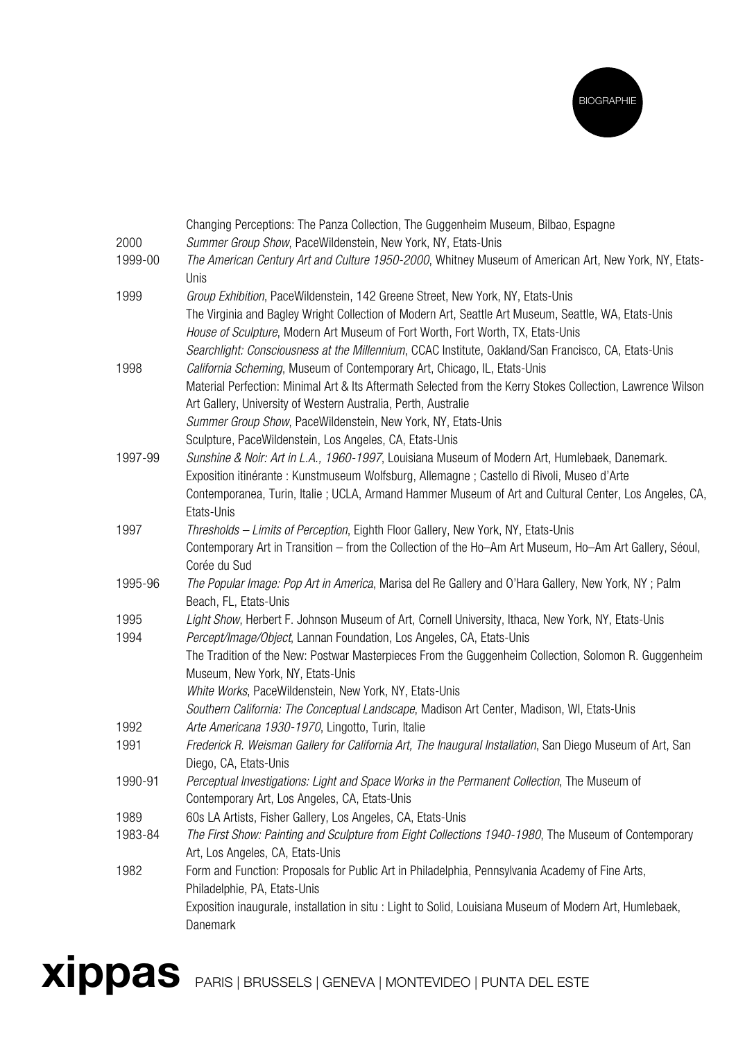| | |
|---|---|
| | Changing Perceptions: The Panza Collection, The Guggenheim Museum, Bilbao, Espagne |
| 2000 | *Summer Group Show*, PaceWildenstein, New York, NY, Etats-Unis |
| 1999-00 | *The American Century Art and Culture 1950-2000*, Whitney Museum of American Art, New York, NY, Etats-Unis |
| 1999 | *Group Exhibition*, PaceWildenstein, 142 Greene Street, New York, NY, Etats-Unis |
| | The Virginia and Bagley Wright Collection of Modern Art, Seattle Art Museum, Seattle, WA, Etats-Unis |
| | *House of Sculpture*, Modern Art Museum of Fort Worth, Fort Worth, TX, Etats-Unis |
| | *Searchlight: Consciousness at the Millennium*, CCAC Institute, Oakland/San Francisco, CA, Etats-Unis |
| 1998 | *California Scheming*, Museum of Contemporary Art, Chicago, IL, Etats-Unis |
| | Material Perfection: Minimal Art & Its Aftermath Selected from the Kerry Stokes Collection, Lawrence Wilson Art Gallery, University of Western Australia, Perth, Australie |
| | *Summer Group Show*, PaceWildenstein, New York, NY, Etats-Unis |
| | Sculpture, PaceWildenstein, Los Angeles, CA, Etats-Unis |
| 1997-99 | *Sunshine & Noir: Art in L.A., 1960-1997*, Louisiana Museum of Modern Art, Humlebaek, Danemark. Exposition itinérante : Kunstmuseum Wolfsburg, Allemagne ; Castello di Rivoli, Museo d'Arte Contemporanea, Turin, Italie ; UCLA, Armand Hammer Museum of Art and Cultural Center, Los Angeles, CA, Etats-Unis |
| 1997 | *Thresholds – Limits of Perception*, Eighth Floor Gallery, New York, NY, Etats-Unis |
| | Contemporary Art in Transition – from the Collection of the Ho–Am Art Museum, Ho–Am Art Gallery, Séoul, Corée du Sud |
| 1995-96 | *The Popular Image: Pop Art in America*, Marisa del Re Gallery and O'Hara Gallery, New York, NY ; Palm Beach, FL, Etats-Unis |
| 1995 | *Light Show*, Herbert F. Johnson Museum of Art, Cornell University, Ithaca, New York, NY, Etats-Unis |
| 1994 | *Percept/Image/Object*, Lannan Foundation, Los Angeles, CA, Etats-Unis |
| | The Tradition of the New: Postwar Masterpieces From the Guggenheim Collection, Solomon R. Guggenheim Museum, New York, NY, Etats-Unis |
| | *White Works*, PaceWildenstein, New York, NY, Etats-Unis |
| | *Southern California: The Conceptual Landscape*, Madison Art Center, Madison, WI, Etats-Unis |
| 1992 | *Arte Americana 1930-1970*, Lingotto, Turin, Italie |
| 1991 | *Frederick R. Weisman Gallery for California Art, The Inaugural Installation*, San Diego Museum of Art, San Diego, CA, Etats-Unis |
| 1990-91 | *Perceptual Investigations: Light and Space Works in the Permanent Collection*, The Museum of Contemporary Art, Los Angeles, CA, Etats-Unis |
| 1989 | 60s LA Artists, Fisher Gallery, Los Angeles, CA, Etats-Unis |
| 1983-84 | *The First Show: Painting and Sculpture from Eight Collections 1940-1980*, The Museum of Contemporary Art, Los Angeles, CA, Etats-Unis |
| 1982 | Form and Function: Proposals for Public Art in Philadelphia, Pennsylvania Academy of Fine Arts, Philadelphia, PA, Etats-Unis |
| | Exposition inaugurale, installation in situ : Light to Solid, Louisiana Museum of Modern Art, Humlebaek, Danemark |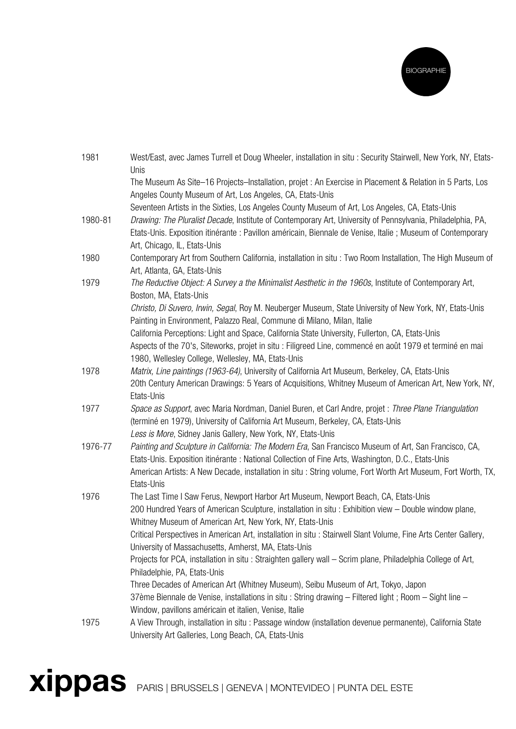| | |
|---|---|
| 1981 | West/East, avec James Turrell et Doug Wheeler, installation in situ : Security Stairwell, New York, NY, Etats-Unis |
| | The Museum As Site–16 Projects–Installation, projet : An Exercise in Placement & Relation in 5 Parts, Los Angeles County Museum of Art, Los Angeles, CA, Etats-Unis |
| | Seventeen Artists in the Sixties, Los Angeles County Museum of Art, Los Angeles, CA, Etats-Unis |
| 1980-81 | *Drawing: The Pluralist Decade*, Institute of Contemporary Art, University of Pennsylvania, Philadelphia, PA, Etats-Unis. Exposition itinérante : Pavillon américain, Biennale de Venise, Italie ; Museum of Contemporary Art, Chicago, IL, Etats-Unis |
| 1980 | Contemporary Art from Southern California, installation in situ : Two Room Installation, The High Museum of Art, Atlanta, GA, Etats-Unis |
| 1979 | *The Reductive Object: A Survey a the Minimalist Aesthetic in the 1960s*, Institute of Contemporary Art, Boston, MA, Etats-Unis |
| | *Christo, Di Suvero, Irwin, Segal*, Roy M. Neuberger Museum, State University of New York, NY, Etats-Unis |
| | Painting in Environment, Palazzo Real, Commune di Milano, Milan, Italie |
| | California Perceptions: Light and Space, California State University, Fullerton, CA, Etats-Unis |
| | Aspects of the 70's, Siteworks, projet in situ : Filigreed Line, commencé en août 1979 et terminé en mai 1980, Wellesley College, Wellesley, MA, Etats-Unis |
| 1978 | *Matrix, Line paintings (1963-64)*, University of California Art Museum, Berkeley, CA, Etats-Unis |
| | 20th Century American Drawings: 5 Years of Acquisitions, Whitney Museum of American Art, New York, NY, Etats-Unis |
| 1977 | *Space as Support*, avec Maria Nordman, Daniel Buren, et Carl Andre, projet : *Three Plane Triangulation* (terminé en 1979), University of California Art Museum, Berkeley, CA, Etats-Unis |
| | *Less is More*, Sidney Janis Gallery, New York, NY, Etats-Unis |
| 1976-77 | *Painting and Sculpture in California: The Modern Era*, San Francisco Museum of Art, San Francisco, CA, Etats-Unis. Exposition itinérante : National Collection of Fine Arts, Washington, D.C., Etats-Unis |
| | American Artists: A New Decade, installation in situ : String volume, Fort Worth Art Museum, Fort Worth, TX, Etats-Unis |
| 1976 | The Last Time I Saw Ferus, Newport Harbor Art Museum, Newport Beach, CA, Etats-Unis |
| | 200 Hundred Years of American Sculpture, installation in situ : Exhibition view – Double window plane, Whitney Museum of American Art, New York, NY, Etats-Unis |
| | Critical Perspectives in American Art, installation in situ : Stairwell Slant Volume, Fine Arts Center Gallery, University of Massachusetts, Amherst, MA, Etats-Unis |
| | Projects for PCA, installation in situ : Straighten gallery wall – Scrim plane, Philadelphia College of Art, Philadelphie, PA, Etats-Unis |
| | Three Decades of American Art (Whitney Museum), Seibu Museum of Art, Tokyo, Japon |
| | 37ème Biennale de Venise, installations in situ : String drawing – Filtered light ; Room – Sight line – Window, pavillons américain et italien, Venise, Italie |
| 1975 | A View Through, installation in situ : Passage window (installation devenue permanente), California State University Art Galleries, Long Beach, CA, Etats-Unis |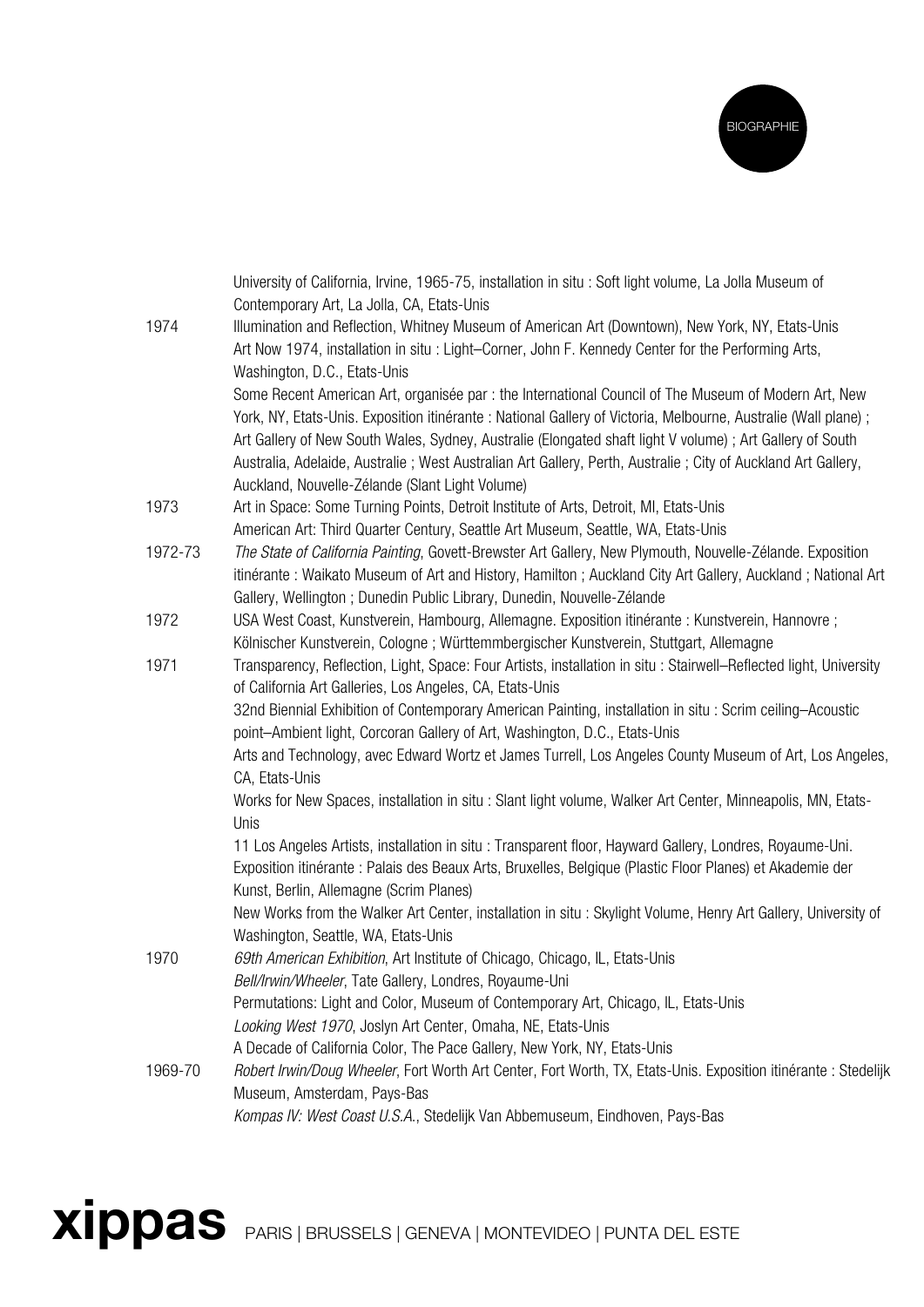University of California, Irvine, 1965-75, installation in situ : Soft light volume, La Jolla Museum of Contemporary Art, La Jolla, CA, Etats-Unis

1974 Illumination and Reflection, Whitney Museum of American Art (Downtown), New York, NY, Etats-Unis
Art Now 1974, installation in situ : Light–Corner, John F. Kennedy Center for the Performing Arts, Washington, D.C., Etats-Unis
Some Recent American Art, organisée par : the International Council of The Museum of Modern Art, New York, NY, Etats-Unis. Exposition itinérante : National Gallery of Victoria, Melbourne, Australie (Wall plane) ; Art Gallery of New South Wales, Sydney, Australie (Elongated shaft light V volume) ; Art Gallery of South Australia, Adelaide, Australie ; West Australian Art Gallery, Perth, Australie ; City of Auckland Art Gallery, Auckland, Nouvelle-Zélande (Slant Light Volume)

1973 Art in Space: Some Turning Points, Detroit Institute of Arts, Detroit, MI, Etats-Unis
American Art: Third Quarter Century, Seattle Art Museum, Seattle, WA, Etats-Unis

1972-73 *The State of California Painting*, Govett-Brewster Art Gallery, New Plymouth, Nouvelle-Zélande. Exposition itinérante : Waikato Museum of Art and History, Hamilton ; Auckland City Art Gallery, Auckland ; National Art Gallery, Wellington ; Dunedin Public Library, Dunedin, Nouvelle-Zélande

1972 USA West Coast, Kunstverein, Hambourg, Allemagne. Exposition itinérante : Kunstverein, Hannovre ; Kölnischer Kunstverein, Cologne ; Württemmbergischer Kunstverein, Stuttgart, Allemagne

1971 Transparency, Reflection, Light, Space: Four Artists, installation in situ : Stairwell–Reflected light, University of California Art Galleries, Los Angeles, CA, Etats-Unis
32nd Biennial Exhibition of Contemporary American Painting, installation in situ : Scrim ceiling–Acoustic point–Ambient light, Corcoran Gallery of Art, Washington, D.C., Etats-Unis
Arts and Technology, avec Edward Wortz et James Turrell, Los Angeles County Museum of Art, Los Angeles, CA, Etats-Unis
Works for New Spaces, installation in situ : Slant light volume, Walker Art Center, Minneapolis, MN, Etats-Unis
11 Los Angeles Artists, installation in situ : Transparent floor, Hayward Gallery, Londres, Royaume-Uni. Exposition itinérante : Palais des Beaux Arts, Bruxelles, Belgique (Plastic Floor Planes) et Akademie der Kunst, Berlin, Allemagne (Scrim Planes)
New Works from the Walker Art Center, installation in situ : Skylight Volume, Henry Art Gallery, University of Washington, Seattle, WA, Etats-Unis

1970 *69th American Exhibition*, Art Institute of Chicago, Chicago, IL, Etats-Unis
*Bell/Irwin/Wheeler*, Tate Gallery, Londres, Royaume-Uni
Permutations: Light and Color, Museum of Contemporary Art, Chicago, IL, Etats-Unis
*Looking West 1970*, Joslyn Art Center, Omaha, NE, Etats-Unis
A Decade of California Color, The Pace Gallery, New York, NY, Etats-Unis

1969-70 *Robert Irwin/Doug Wheeler*, Fort Worth Art Center, Fort Worth, TX, Etats-Unis. Exposition itinérante : Stedelijk Museum, Amsterdam, Pays-Bas
*Kompas IV: West Coast U.S.A.*, Stedelijk Van Abbemuseum, Eindhoven, Pays-Bas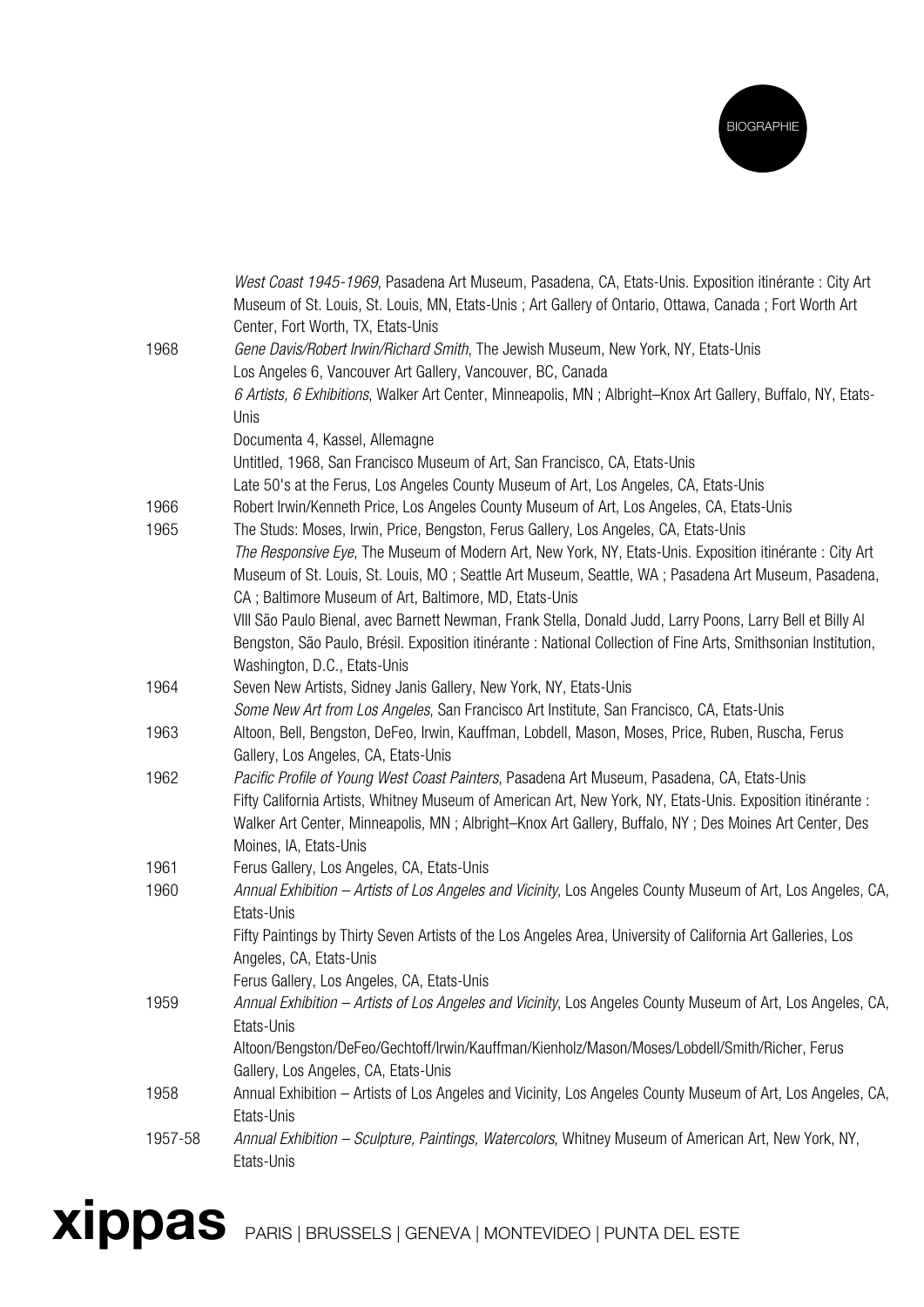| | |
|---|---|
| | *West Coast 1945-1969*, Pasadena Art Museum, Pasadena, CA, Etats-Unis. Exposition itinérante : City Art Museum of St. Louis, St. Louis, MN, Etats-Unis ; Art Gallery of Ontario, Ottawa, Canada ; Fort Worth Art Center, Fort Worth, TX, Etats-Unis |
| 1968 | *Gene Davis/Robert Irwin/Richard Smith*, The Jewish Museum, New York, NY, Etats-Unis |
| | Los Angeles 6, Vancouver Art Gallery, Vancouver, BC, Canada |
| | *6 Artists, 6 Exhibitions*, Walker Art Center, Minneapolis, MN ; Albright–Knox Art Gallery, Buffalo, NY, Etats-Unis |
| | Documenta 4, Kassel, Allemagne |
| | Untitled, 1968, San Francisco Museum of Art, San Francisco, CA, Etats-Unis |
| | Late 50's at the Ferus, Los Angeles County Museum of Art, Los Angeles, CA, Etats-Unis |
| 1966 | Robert Irwin/Kenneth Price, Los Angeles County Museum of Art, Los Angeles, CA, Etats-Unis |
| 1965 | The Studs: Moses, Irwin, Price, Bengston, Ferus Gallery, Los Angeles, CA, Etats-Unis |
| | *The Responsive Eye*, The Museum of Modern Art, New York, NY, Etats-Unis. Exposition itinérante : City Art Museum of St. Louis, St. Louis, MO ; Seattle Art Museum, Seattle, WA ; Pasadena Art Museum, Pasadena, CA ; Baltimore Museum of Art, Baltimore, MD, Etats-Unis |
| | VIII São Paulo Bienal, avec Barnett Newman, Frank Stella, Donald Judd, Larry Poons, Larry Bell et Billy Al Bengston, São Paulo, Brésil. Exposition itinérante : National Collection of Fine Arts, Smithsonian Institution, Washington, D.C., Etats-Unis |
| 1964 | Seven New Artists, Sidney Janis Gallery, New York, NY, Etats-Unis |
| | *Some New Art from Los Angeles*, San Francisco Art Institute, San Francisco, CA, Etats-Unis |
| 1963 | Altoon, Bell, Bengston, DeFeo, Irwin, Kauffman, Lobdell, Mason, Moses, Price, Ruben, Ruscha, Ferus Gallery, Los Angeles, CA, Etats-Unis |
| 1962 | *Pacific Profile of Young West Coast Painters*, Pasadena Art Museum, Pasadena, CA, Etats-Unis |
| | Fifty California Artists, Whitney Museum of American Art, New York, NY, Etats-Unis. Exposition itinérante : Walker Art Center, Minneapolis, MN ; Albright–Knox Art Gallery, Buffalo, NY ; Des Moines Art Center, Des Moines, IA, Etats-Unis |
| 1961 | Ferus Gallery, Los Angeles, CA, Etats-Unis |
| 1960 | *Annual Exhibition – Artists of Los Angeles and Vicinity*, Los Angeles County Museum of Art, Los Angeles, CA, Etats-Unis |
| | Fifty Paintings by Thirty Seven Artists of the Los Angeles Area, University of California Art Galleries, Los Angeles, CA, Etats-Unis |
| | Ferus Gallery, Los Angeles, CA, Etats-Unis |
| 1959 | *Annual Exhibition – Artists of Los Angeles and Vicinity*, Los Angeles County Museum of Art, Los Angeles, CA, Etats-Unis |
| | Altoon/Bengston/DeFeo/Gechtoff/Irwin/Kauffman/Kienholz/Mason/Moses/Lobdell/Smith/Richer, Ferus Gallery, Los Angeles, CA, Etats-Unis |
| 1958 | Annual Exhibition – Artists of Los Angeles and Vicinity, Los Angeles County Museum of Art, Los Angeles, CA, Etats-Unis |
| 1957-58 | *Annual Exhibition – Sculpture, Paintings, Watercolors*, Whitney Museum of American Art, New York, NY, Etats-Unis |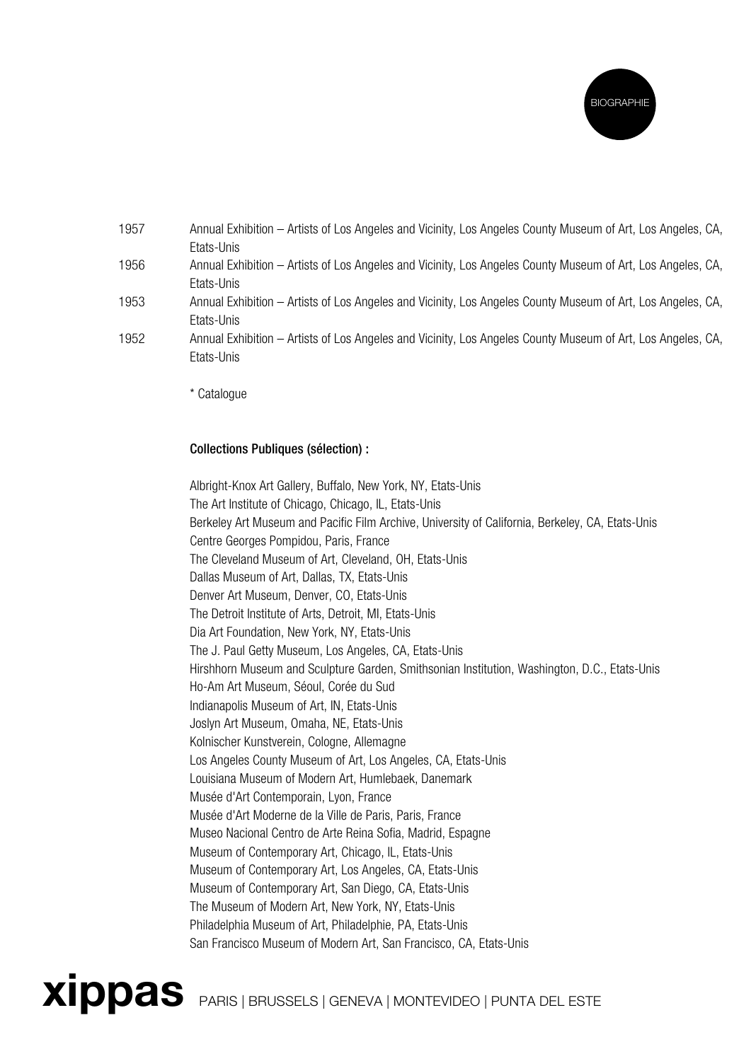1957 Annual Exhibition – Artists of Los Angeles and Vicinity, Los Angeles County Museum of Art, Los Angeles, CA, Etats-Unis

1956 Annual Exhibition – Artists of Los Angeles and Vicinity, Los Angeles County Museum of Art, Los Angeles, CA, Etats-Unis

1953 Annual Exhibition – Artists of Los Angeles and Vicinity, Los Angeles County Museum of Art, Los Angeles, CA, Etats-Unis

1952 Annual Exhibition – Artists of Los Angeles and Vicinity, Los Angeles County Museum of Art, Los Angeles, CA, Etats-Unis

* Catalogue

**Collections Publiques (sélection) :**

Albright-Knox Art Gallery, Buffalo, New York, NY, Etats-Unis
The Art Institute of Chicago, Chicago, IL, Etats-Unis
Berkeley Art Museum and Pacific Film Archive, University of California, Berkeley, CA, Etats-Unis
Centre Georges Pompidou, Paris, France
The Cleveland Museum of Art, Cleveland, OH, Etats-Unis
Dallas Museum of Art, Dallas, TX, Etats-Unis
Denver Art Museum, Denver, CO, Etats-Unis
The Detroit Institute of Arts, Detroit, MI, Etats-Unis
Dia Art Foundation, New York, NY, Etats-Unis
The J. Paul Getty Museum, Los Angeles, CA, Etats-Unis
Hirshhorn Museum and Sculpture Garden, Smithsonian Institution, Washington, D.C., Etats-Unis
Ho-Am Art Museum, Séoul, Corée du Sud
Indianapolis Museum of Art, IN, Etats-Unis
Joslyn Art Museum, Omaha, NE, Etats-Unis
Kolnischer Kunstverein, Cologne, Allemagne
Los Angeles County Museum of Art, Los Angeles, CA, Etats-Unis
Louisiana Museum of Modern Art, Humlebaek, Danemark
Musée d'Art Contemporain, Lyon, France
Musée d'Art Moderne de la Ville de Paris, Paris, France
Museo Nacional Centro de Arte Reina Sofia, Madrid, Espagne
Museum of Contemporary Art, Chicago, IL, Etats-Unis
Museum of Contemporary Art, Los Angeles, CA, Etats-Unis
Museum of Contemporary Art, San Diego, CA, Etats-Unis
The Museum of Modern Art, New York, NY, Etats-Unis
Philadelphia Museum of Art, Philadelphie, PA, Etats-Unis
San Francisco Museum of Modern Art, San Francisco, CA, Etats-Unis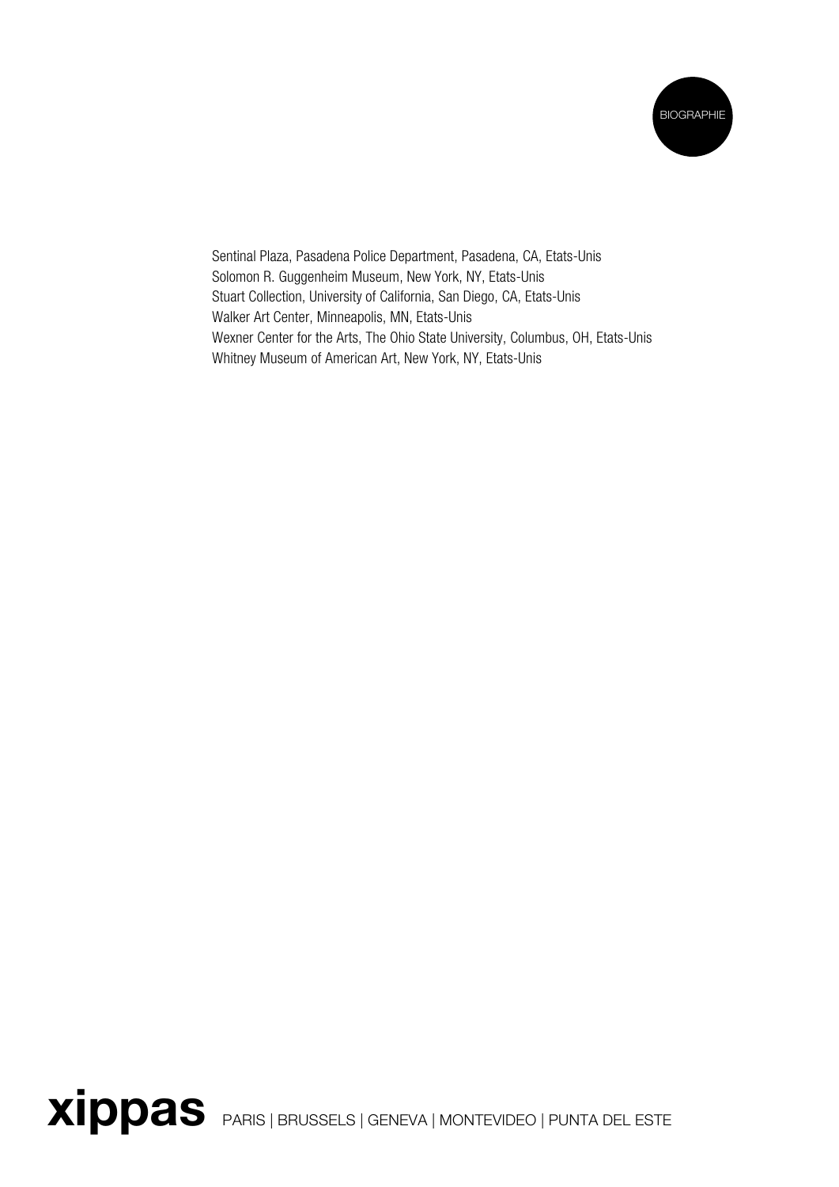Sentinal Plaza, Pasadena Police Department, Pasadena, CA, Etats-Unis
Solomon R. Guggenheim Museum, New York, NY, Etats-Unis
Stuart Collection, University of California, San Diego, CA, Etats-Unis
Walker Art Center, Minneapolis, MN, Etats-Unis
Wexner Center for the Arts, The Ohio State University, Columbus, OH, Etats-Unis
Whitney Museum of American Art, New York, NY, Etats-Unis